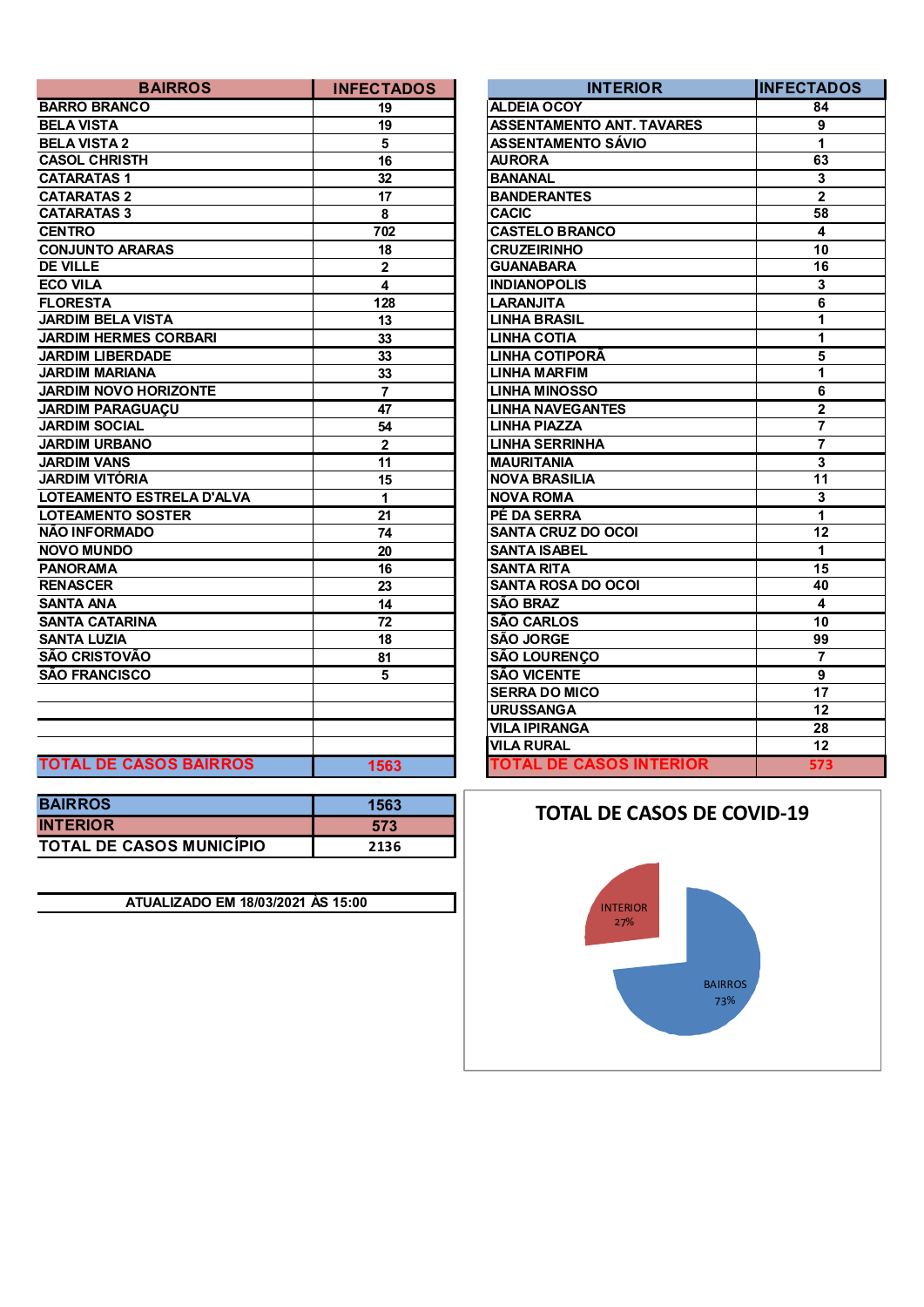| BAIRROS | INFECTADOS |
|---|---|
| BARRO BRANCO | 19 |
| BELA VISTA | 19 |
| BELA VISTA 2 | 5 |
| CASOL CHRISTH | 16 |
| CATARATAS 1 | 32 |
| CATARATAS 2 | 17 |
| CATARATAS 3 | 8 |
| CENTRO | 702 |
| CONJUNTO ARARAS | 18 |
| DE VILLE | 2 |
| ECO VILA | 4 |
| FLORESTA | 128 |
| JARDIM BELA VISTA | 13 |
| JARDIM HERMES CORBARI | 33 |
| JARDIM LIBERDADE | 33 |
| JARDIM MARIANA | 33 |
| JARDIM NOVO HORIZONTE | 7 |
| JARDIM PARAGUAÇU | 47 |
| JARDIM SOCIAL | 54 |
| JARDIM URBANO | 2 |
| JARDIM VANS | 11 |
| JARDIM VITÓRIA | 15 |
| LOTEAMENTO ESTRELA D'ALVA | 1 |
| LOTEAMENTO SOSTER | 21 |
| NÃO INFORMADO | 74 |
| NOVO MUNDO | 20 |
| PANORAMA | 16 |
| RENASCER | 23 |
| SANTA ANA | 14 |
| SANTA CATARINA | 72 |
| SANTA LUZIA | 18 |
| SÃO CRISTOVÃO | 81 |
| SÃO FRANCISCO | 5 |
| TOTAL DE CASOS BAIRROS | 1563 |

| INTERIOR | INFECTADOS |
|---|---|
| ALDEIA OCOY | 84 |
| ASSENTAMENTO ANT. TAVARES | 9 |
| ASSENTAMENTO SÁVIO | 1 |
| AURORA | 63 |
| BANANAL | 3 |
| BANDERANTES | 2 |
| CACIC | 58 |
| CASTELO BRANCO | 4 |
| CRUZEIRINHO | 10 |
| GUANABARA | 16 |
| INDIANOPOLIS | 3 |
| LARANJITA | 6 |
| LINHA BRASIL | 1 |
| LINHA COTIA | 1 |
| LINHA COTIPORÃ | 5 |
| LINHA MARFIM | 1 |
| LINHA MINOSSO | 6 |
| LINHA NAVEGANTES | 2 |
| LINHA PIAZZA | 7 |
| LINHA SERRINHA | 7 |
| MAURITANIA | 3 |
| NOVA BRASILIA | 11 |
| NOVA ROMA | 3 |
| PÉ DA SERRA | 1 |
| SANTA CRUZ DO OCOI | 12 |
| SANTA ISABEL | 1 |
| SANTA RITA | 15 |
| SANTA ROSA DO OCOI | 40 |
| SÃO BRAZ | 4 |
| SÃO CARLOS | 10 |
| SÃO JORGE | 99 |
| SÃO LOURENÇO | 7 |
| SÃO VICENTE | 9 |
| SERRA DO MICO | 17 |
| URUSSANGA | 12 |
| VILA IPIRANGA | 28 |
| VILA RURAL | 12 |
| TOTAL DE CASOS INTERIOR | 573 |

| | |
|---|---|
| BAIRROS | 1563 |
| INTERIOR | 573 |
| TOTAL DE CASOS MUNICÍPIO | 2136 |

ATUALIZADO EM 18/03/2021 ÀS 15:00

**TOTAL DE CASOS DE COVID-19**

INTERIOR 27%

BAIRROS 73%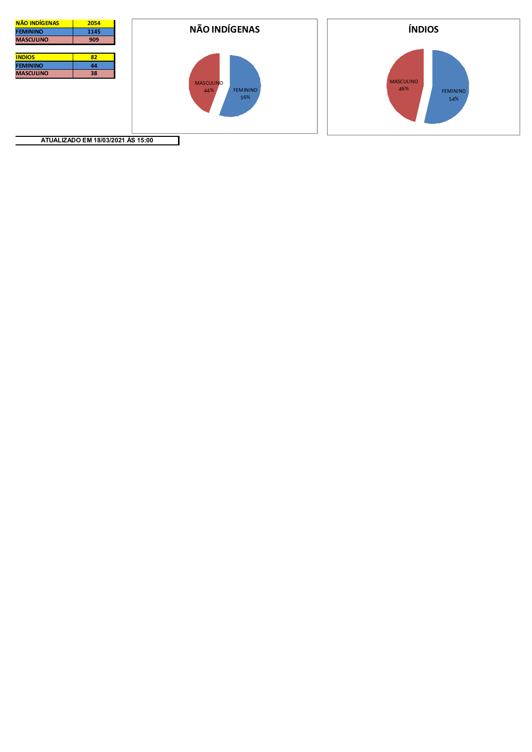| NÃO INDÍGENAS | 2054 |
| --- | --- |
| FEMININO | 1145 |
| MASCULINO | 909 |

| INDIOS | 82 |
| --- | --- |
| FEMININO | 44 |
| MASCULINO | 38 |

**NÃO INDÍGENAS**

MASCULINO 44%

FEMININO 56%

**ÍNDIOS**

MASCULINO 46%

FEMININO 54%

**ATUALIZADO EM 18/03/2021 ÀS 15:00**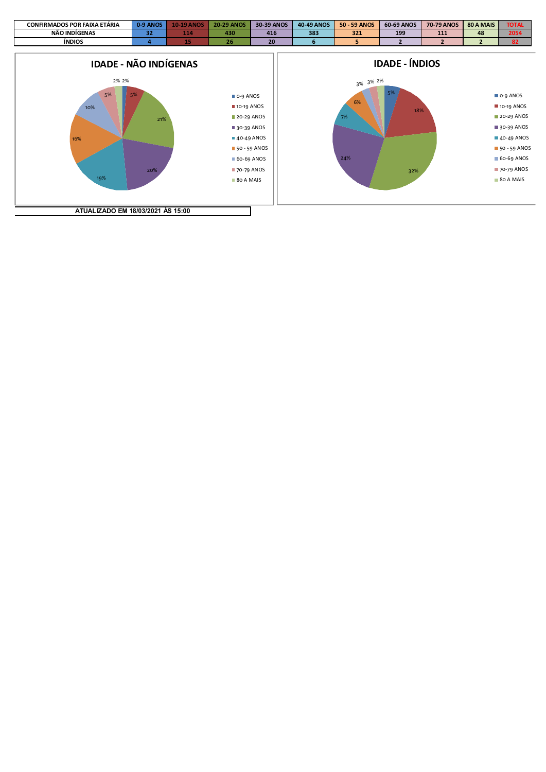| CONFIRMADOS POR FAIXA ETÁRIA | 0-9 ANOS | 10-19 ANOS | 20-29 ANOS | 30-39 ANOS | 40-49 ANOS | 50 - 59 ANOS | 60-69 ANOS | 70-79 ANOS | 80 A MAIS | TOTAL |
|---|---|---|---|---|---|---|---|---|---|---|
| NÃO INDÍGENAS | 32 | 114 | 430 | 416 | 383 | 321 | 199 | 111 | 48 | 2054 |
| ÍNDIOS | 4 | 15 | 26 | 20 | 6 | 5 | 2 | 2 | 2 | 82 |

## IDADE - NÃO INDÍGENAS

| Faixa etária | % |
|---|---|
| 0-9 ANOS | 2% |
| 10-19 ANOS | 5% |
| 20-29 ANOS | 21% |
| 30-39 ANOS | 20% |
| 40-49 ANOS | 19% |
| 50 - 59 ANOS | 16% |
| 60-69 ANOS | 10% |
| 70-79 ANOS | 5% |
| 80 A MAIS | 2% |

## IDADE - ÍNDIOS

| Faixa etária | % |
|---|---|
| 0-9 ANOS | 5% |
| 10-19 ANOS | 18% |
| 20-29 ANOS | 32% |
| 30-39 ANOS | 24% |
| 40-49 ANOS | 7% |
| 50 - 59 ANOS | 6% |
| 60-69 ANOS | 3% |
| 70-79 ANOS | 3% |
| 80 A MAIS | 2% |

**ATUALIZADO EM 18/03/2021 ÀS 15:00**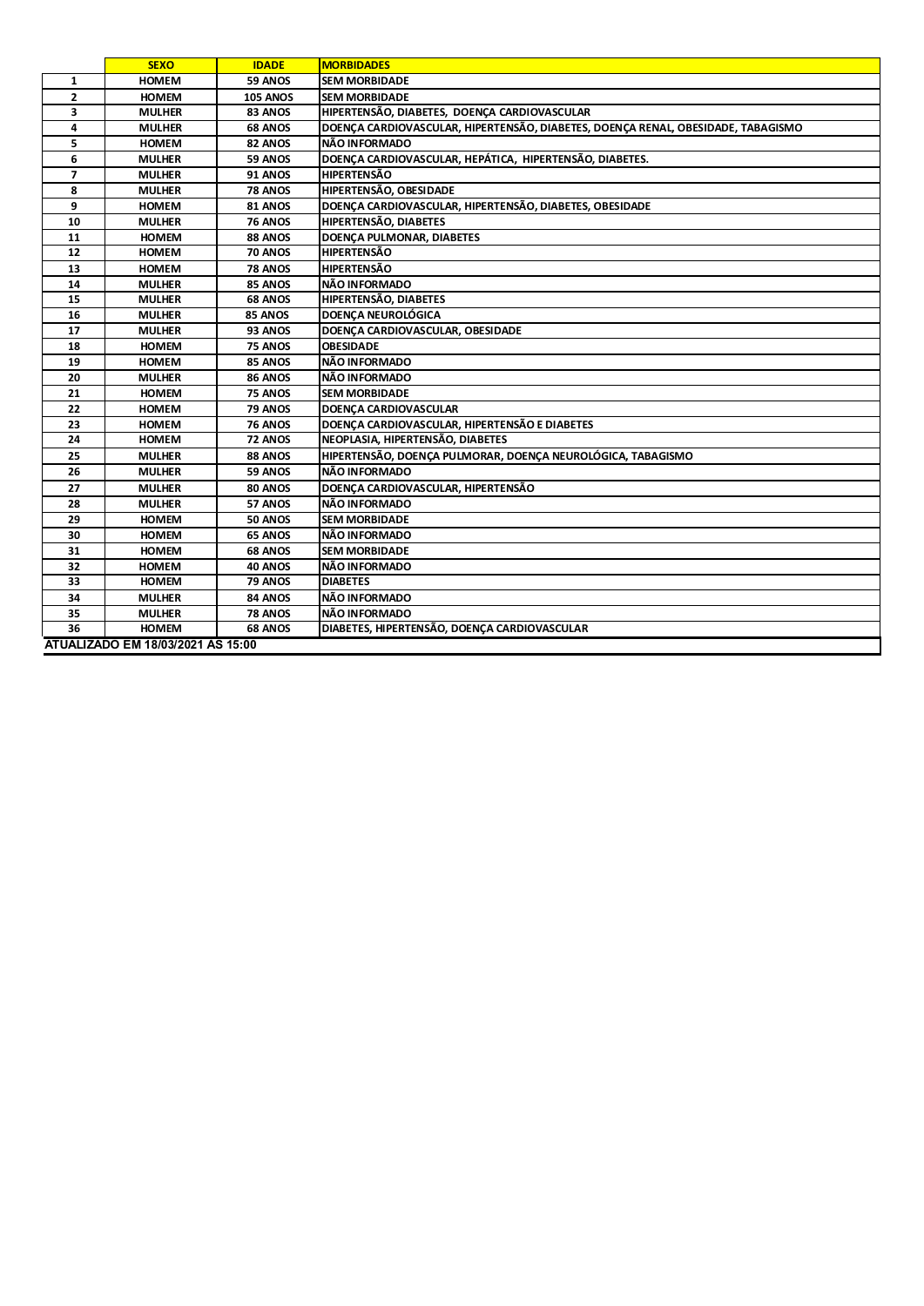| | SEXO | IDADE | MORBIDADES |
|---|---|---|---|
| 1 | HOMEM | 59 ANOS | SEM MORBIDADE |
| 2 | HOMEM | 105 ANOS | SEM MORBIDADE |
| 3 | MULHER | 83 ANOS | HIPERTENSÃO, DIABETES, DOENÇA CARDIOVASCULAR |
| 4 | MULHER | 68 ANOS | DOENÇA CARDIOVASCULAR, HIPERTENSÃO, DIABETES, DOENÇA RENAL, OBESIDADE, TABAGISMO |
| 5 | HOMEM | 82 ANOS | NÃO INFORMADO |
| 6 | MULHER | 59 ANOS | DOENÇA CARDIOVASCULAR, HEPÁTICA, HIPERTENSÃO, DIABETES. |
| 7 | MULHER | 91 ANOS | HIPERTENSÃO |
| 8 | MULHER | 78 ANOS | HIPERTENSÃO, OBESIDADE |
| 9 | HOMEM | 81 ANOS | DOENÇA CARDIOVASCULAR, HIPERTENSÃO, DIABETES, OBESIDADE |
| 10 | MULHER | 76 ANOS | HIPERTENSÃO, DIABETES |
| 11 | HOMEM | 88 ANOS | DOENÇA PULMONAR, DIABETES |
| 12 | HOMEM | 70 ANOS | HIPERTENSÃO |
| 13 | HOMEM | 78 ANOS | HIPERTENSÃO |
| 14 | MULHER | 85 ANOS | NÃO INFORMADO |
| 15 | MULHER | 68 ANOS | HIPERTENSÃO, DIABETES |
| 16 | MULHER | 85 ANOS | DOENÇA NEUROLÓGICA |
| 17 | MULHER | 93 ANOS | DOENÇA CARDIOVASCULAR, OBESIDADE |
| 18 | HOMEM | 75 ANOS | OBESIDADE |
| 19 | HOMEM | 85 ANOS | NÃO INFORMADO |
| 20 | MULHER | 86 ANOS | NÃO INFORMADO |
| 21 | HOMEM | 75 ANOS | SEM MORBIDADE |
| 22 | HOMEM | 79 ANOS | DOENÇA CARDIOVASCULAR |
| 23 | HOMEM | 76 ANOS | DOENÇA CARDIOVASCULAR, HIPERTENSÃO E DIABETES |
| 24 | HOMEM | 72 ANOS | NEOPLASIA, HIPERTENSÃO, DIABETES |
| 25 | MULHER | 88 ANOS | HIPERTENSÃO, DOENÇA PULMORAR, DOENÇA NEUROLÓGICA, TABAGISMO |
| 26 | MULHER | 59 ANOS | NÃO INFORMADO |
| 27 | MULHER | 80 ANOS | DOENÇA CARDIOVASCULAR, HIPERTENSÃO |
| 28 | MULHER | 57 ANOS | NÃO INFORMADO |
| 29 | HOMEM | 50 ANOS | SEM MORBIDADE |
| 30 | HOMEM | 65 ANOS | NÃO INFORMADO |
| 31 | HOMEM | 68 ANOS | SEM MORBIDADE |
| 32 | HOMEM | 40 ANOS | NÃO INFORMADO |
| 33 | HOMEM | 79 ANOS | DIABETES |
| 34 | MULHER | 84 ANOS | NÃO INFORMADO |
| 35 | MULHER | 78 ANOS | NÃO INFORMADO |
| 36 | HOMEM | 68 ANOS | DIABETES, HIPERTENSÃO, DOENÇA CARDIOVASCULAR |

**ATUALIZADO EM 18/03/2021 AS 15:00**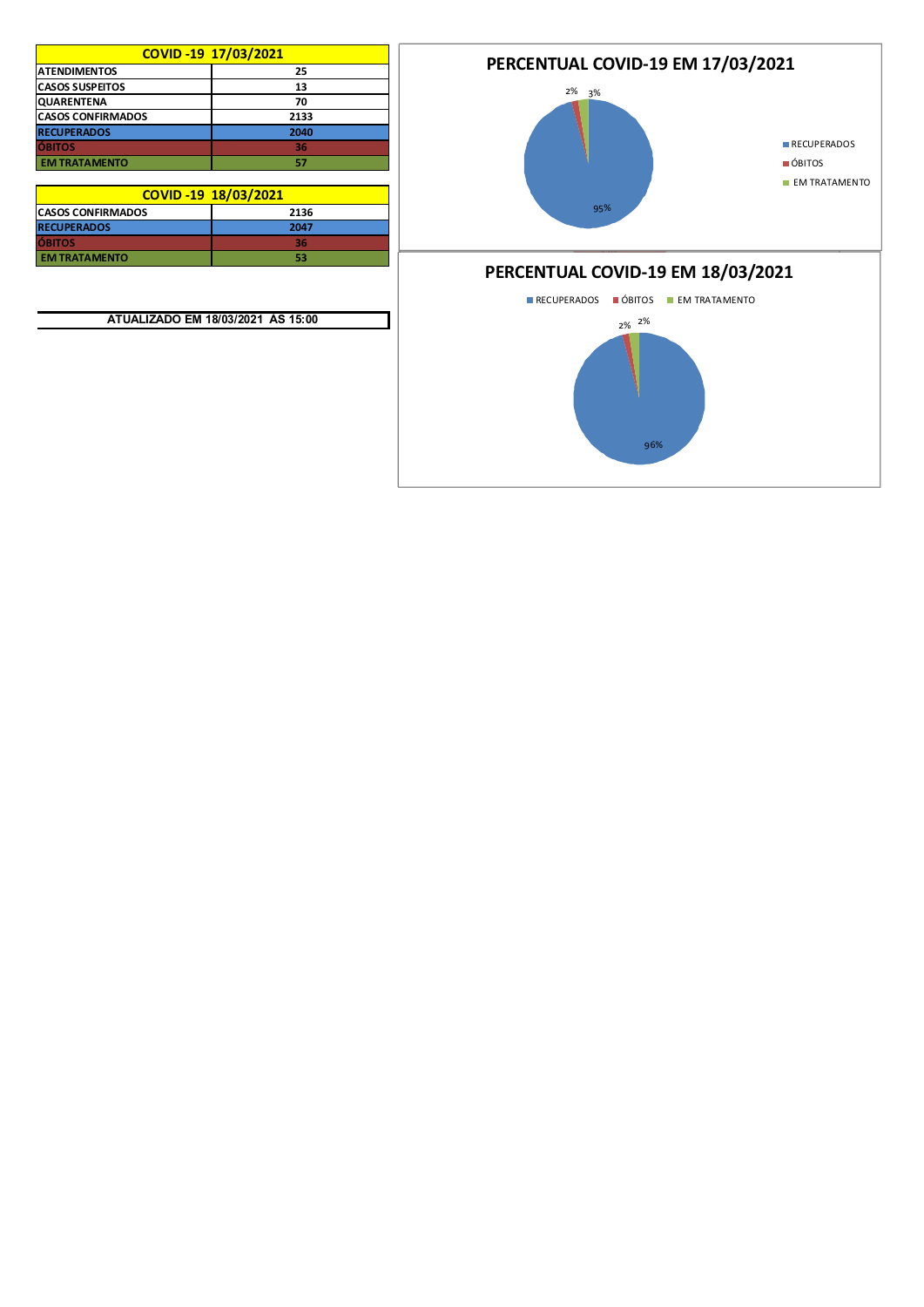| COVID -19 17/03/2021 | |
| --- | --- |
| ATENDIMENTOS | 25 |
| CASOS SUSPEITOS | 13 |
| QUARENTENA | 70 |
| CASOS CONFIRMADOS | 2133 |
| RECUPERADOS | 2040 |
| ÓBITOS | 36 |
| EM TRATAMENTO | 57 |

| COVID -19 18/03/2021 | |
| --- | --- |
| CASOS CONFIRMADOS | 2136 |
| RECUPERADOS | 2047 |
| ÓBITOS | 36 |
| EM TRATAMENTO | 53 |

**ATUALIZADO EM 18/03/2021 AS 15:00**

## PERCENTUAL COVID-19 EM 17/03/2021

2%
3%
95%

RECUPERADOS
ÓBITOS
EM TRATAMENTO

## PERCENTUAL COVID-19 EM 18/03/2021

RECUPERADOS ÓBITOS EM TRATAMENTO

2%
2%
96%